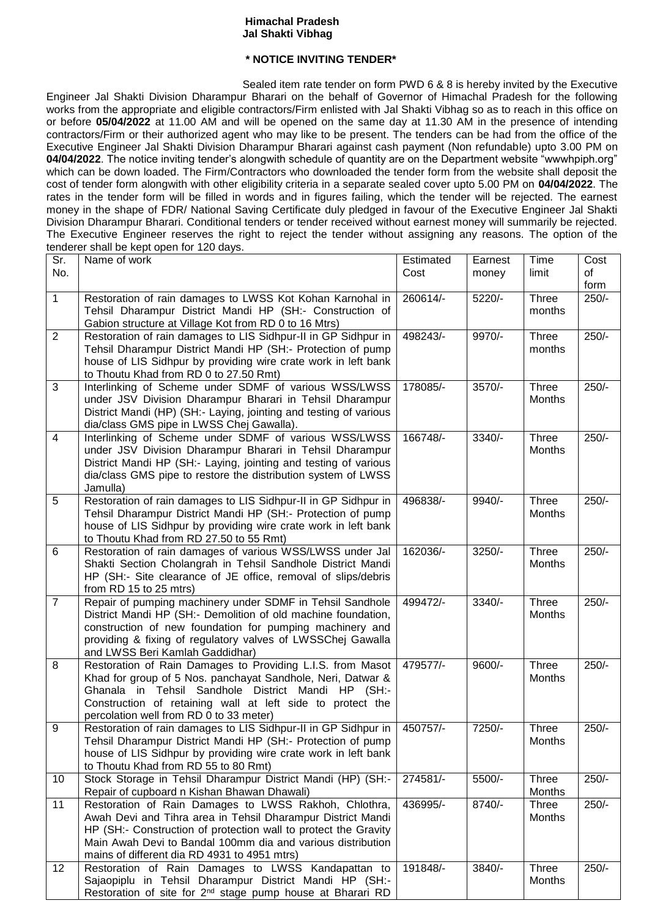**Himachal Pradesh**
**Jal Shakti Vibhag**

**\* NOTICE INVITING TENDER\***

Sealed item rate tender on form PWD 6 & 8 is hereby invited by the Executive Engineer Jal Shakti Division Dharampur Bharari on the behalf of Governor of Himachal Pradesh for the following works from the appropriate and eligible contractors/Firm enlisted with Jal Shakti Vibhag so as to reach in this office on or before **05/04/2022** at 11.00 AM and will be opened on the same day at 11.30 AM in the presence of intending contractors/Firm or their authorized agent who may like to be present. The tenders can be had from the office of the Executive Engineer Jal Shakti Division Dharampur Bharari against cash payment (Non refundable) upto 3.00 PM on **04/04/2022**. The notice inviting tender's alongwith schedule of quantity are on the Department website "wwwhpiph.org" which can be down loaded. The Firm/Contractors who downloaded the tender form from the website shall deposit the cost of tender form alongwith with other eligibility criteria in a separate sealed cover upto 5.00 PM on **04/04/2022**. The rates in the tender form will be filled in words and in figures failing, which the tender will be rejected. The earnest money in the shape of FDR/ National Saving Certificate duly pledged in favour of the Executive Engineer Jal Shakti Division Dharampur Bharari. Conditional tenders or tender received without earnest money will summarily be rejected. The Executive Engineer reserves the right to reject the tender without assigning any reasons. The option of the tenderer shall be kept open for 120 days.

| Sr. No. | Name of work | Estimated Cost | Earnest money | Time limit | Cost of form |
|---|---|---|---|---|---|
| 1 | Restoration of rain damages to LWSS Kot Kohan Karnohal in Tehsil Dharampur District Mandi HP (SH:- Construction of Gabion structure at Village Kot from RD 0 to 16 Mtrs) | 260614/- | 5220/- | Three months | 250/- |
| 2 | Restoration of rain damages to LIS Sidhpur-II in GP Sidhpur in Tehsil Dharampur District Mandi HP (SH:- Protection of pump house of LIS Sidhpur by providing wire crate work in left bank to Thoutu Khad from RD 0 to 27.50 Rmt) | 498243/- | 9970/- | Three months | 250/- |
| 3 | Interlinking of Scheme under SDMF of various WSS/LWSS under JSV Division Dharampur Bharari in Tehsil Dharampur District Mandi (HP) (SH:- Laying, jointing and testing of various dia/class GMS pipe in LWSS Chej Gawalla). | 178085/- | 3570/- | Three Months | 250/- |
| 4 | Interlinking of Scheme under SDMF of various WSS/LWSS under JSV Division Dharampur Bharari in Tehsil Dharampur District Mandi HP (SH:- Laying, jointing and testing of various dia/class GMS pipe to restore the distribution system of LWSS Jamulla) | 166748/- | 3340/- | Three Months | 250/- |
| 5 | Restoration of rain damages to LIS Sidhpur-II in GP Sidhpur in Tehsil Dharampur District Mandi HP (SH:- Protection of pump house of LIS Sidhpur by providing wire crate work in left bank to Thoutu Khad from RD 27.50 to 55 Rmt) | 496838/- | 9940/- | Three Months | 250/- |
| 6 | Restoration of rain damages of various WSS/LWSS under Jal Shakti Section Cholangrah in Tehsil Sandhole District Mandi HP (SH:- Site clearance of JE office, removal of slips/debris from RD 15 to 25 mtrs) | 162036/- | 3250/- | Three Months | 250/- |
| 7 | Repair of pumping machinery under SDMF in Tehsil Sandhole District Mandi HP (SH:- Demolition of old machine foundation, construction of new foundation for pumping machinery and providing & fixing of regulatory valves of LWSSChej Gawalla and LWSS Beri Kamlah Gaddidhar) | 499472/- | 3340/- | Three Months | 250/- |
| 8 | Restoration of Rain Damages to Providing L.I.S. from Masot Khad for group of 5 Nos. panchayat Sandhole, Neri, Datwar & Ghanala in Tehsil Sandhole District Mandi HP (SH:- Construction of retaining wall at left side to protect the percolation well from RD 0 to 33 meter) | 479577/- | 9600/- | Three Months | 250/- |
| 9 | Restoration of rain damages to LIS Sidhpur-II in GP Sidhpur in Tehsil Dharampur District Mandi HP (SH:- Protection of pump house of LIS Sidhpur by providing wire crate work in left bank to Thoutu Khad from RD 55 to 80 Rmt) | 450757/- | 7250/- | Three Months | 250/- |
| 10 | Stock Storage in Tehsil Dharampur District Mandi (HP) (SH:- Repair of cupboard n Kishan Bhawan Dhawali) | 274581/- | 5500/- | Three Months | 250/- |
| 11 | Restoration of Rain Damages to LWSS Rakhoh, Chlothra, Awah Devi and Tihra area in Tehsil Dharampur District Mandi HP (SH:- Construction of protection wall to protect the Gravity Main Awah Devi to Bandal 100mm dia and various distribution mains of different dia RD 4931 to 4951 mtrs) | 436995/- | 8740/- | Three Months | 250/- |
| 12 | Restoration of Rain Damages to LWSS Kandapattan to Sajaopiplu in Tehsil Dharampur District Mandi HP (SH:- Restoration of site for 2nd stage pump house at Bharari RD | 191848/- | 3840/- | Three Months | 250/- |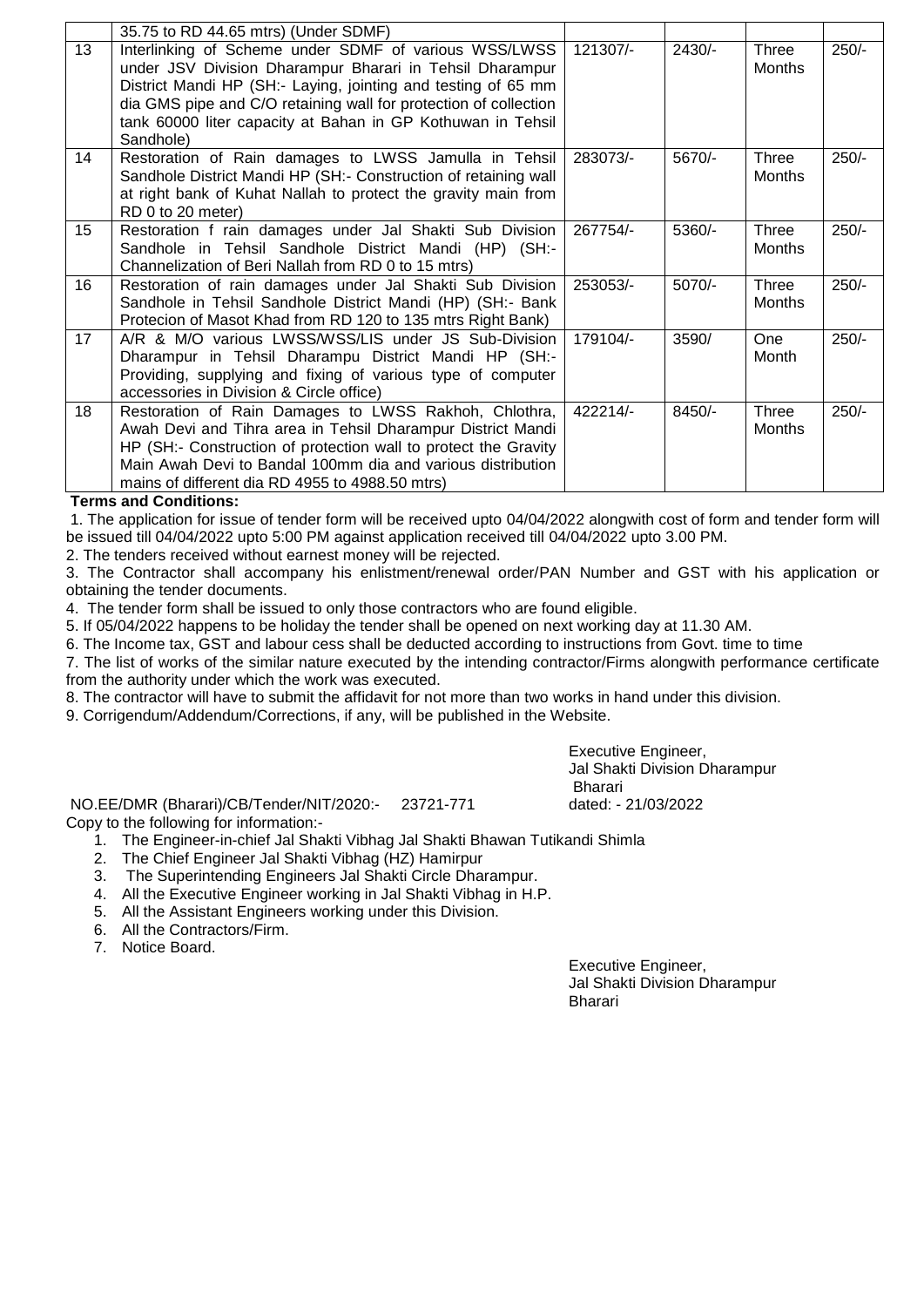| | | | | | |
|---|---|---|---|---|---|
| | 35.75 to RD 44.65 mtrs) (Under SDMF) | | | | |
| 13 | Interlinking of Scheme under SDMF of various WSS/LWSS under JSV Division Dharampur Bharari in Tehsil Dharampur District Mandi HP (SH:- Laying, jointing and testing of 65 mm dia GMS pipe and C/O retaining wall for protection of collection tank 60000 liter capacity at Bahan in GP Kothuwan in Tehsil Sandhole) | 121307/- | 2430/- | Three Months | 250/- |
| 14 | Restoration of Rain damages to LWSS Jamulla in Tehsil Sandhole District Mandi HP (SH:- Construction of retaining wall at right bank of Kuhat Nallah to protect the gravity main from RD 0 to 20 meter) | 283073/- | 5670/- | Three Months | 250/- |
| 15 | Restoration f rain damages under Jal Shakti Sub Division Sandhole in Tehsil Sandhole District Mandi (HP) (SH:- Channelization of Beri Nallah from RD 0 to 15 mtrs) | 267754/- | 5360/- | Three Months | 250/- |
| 16 | Restoration of rain damages under Jal Shakti Sub Division Sandhole in Tehsil Sandhole District Mandi (HP) (SH:- Bank Protecion of Masot Khad from RD 120 to 135 mtrs Right Bank) | 253053/- | 5070/- | Three Months | 250/- |
| 17 | A/R & M/O various LWSS/WSS/LIS under JS Sub-Division Dharampur in Tehsil Dharampu District Mandi HP (SH:- Providing, supplying and fixing of various type of computer accessories in Division & Circle office) | 179104/- | 3590/ | One Month | 250/- |
| 18 | Restoration of Rain Damages to LWSS Rakhoh, Chlothra, Awah Devi and Tihra area in Tehsil Dharampur District Mandi HP (SH:- Construction of protection wall to protect the Gravity Main Awah Devi to Bandal 100mm dia and various distribution mains of different dia RD 4955 to 4988.50 mtrs) | 422214/- | 8450/- | Three Months | 250/- |

**Terms and Conditions:**

1. The application for issue of tender form will be received upto 04/04/2022 alongwith cost of form and tender form will be issued till 04/04/2022 upto 5:00 PM against application received till 04/04/2022 upto 3.00 PM.
2. The tenders received without earnest money will be rejected.
3. The Contractor shall accompany his enlistment/renewal order/PAN Number and GST with his application or obtaining the tender documents.
4. The tender form shall be issued to only those contractors who are found eligible.
5. If 05/04/2022 happens to be holiday the tender shall be opened on next working day at 11.30 AM.
6. The Income tax, GST and labour cess shall be deducted according to instructions from Govt. time to time
7. The list of works of the similar nature executed by the intending contractor/Firms alongwith performance certificate from the authority under which the work was executed.
8. The contractor will have to submit the affidavit for not more than two works in hand under this division.
9. Corrigendum/Addendum/Corrections, if any, will be published in the Website.

Executive Engineer,
Jal Shakti Division Dharampur
Bharari

NO.EE/DMR (Bharari)/CB/Tender/NIT/2020:- 23721-771 dated: - 21/03/2022

Copy to the following for information:-

1. The Engineer-in-chief Jal Shakti Vibhag Jal Shakti Bhawan Tutikandi Shimla
2. The Chief Engineer Jal Shakti Vibhag (HZ) Hamirpur
3. The Superintending Engineers Jal Shakti Circle Dharampur.
4. All the Executive Engineer working in Jal Shakti Vibhag in H.P.
5. All the Assistant Engineers working under this Division.
6. All the Contractors/Firm.
7. Notice Board.

Executive Engineer,
Jal Shakti Division Dharampur
Bharari